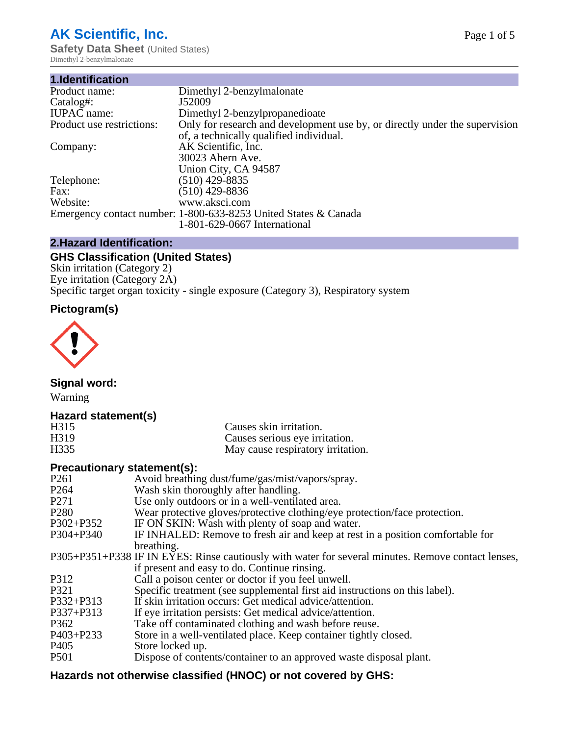# AK Scientific, Inc.

**Safety Data Sheet** (United States)

Dimethyl 2-benzylmalonate

## 1.Identification

| | |
|---|---|
| Product name: | Dimethyl 2-benzylmalonate |
| Catalog#: | J52009 |
| IUPAC name: | Dimethyl 2-benzylpropanedioate |
| Product use restrictions: | Only for research and development use by, or directly under the supervision of, a technically qualified individual. |
| Company: | AK Scientific, Inc.<br>30023 Ahern Ave.<br>Union City, CA 94587 |
| Telephone: | (510) 429-8835 |
| Fax: | (510) 429-8836 |
| Website: | www.aksci.com |
| Emergency contact number: | 1-800-633-8253 United States & Canada<br>1-801-629-0667 International |

## 2.Hazard Identification:

### GHS Classification (United States)

Skin irritation (Category 2)
Eye irritation (Category 2A)
Specific target organ toxicity - single exposure (Category 3), Respiratory system

### Pictogram(s)

### Signal word:

Warning

### Hazard statement(s)

| | |
|---|---|
| H315 | Causes skin irritation. |
| H319 | Causes serious eye irritation. |
| H335 | May cause respiratory irritation. |

### Precautionary statement(s):

| | |
|---|---|
| P261 | Avoid breathing dust/fume/gas/mist/vapors/spray. |
| P264 | Wash skin thoroughly after handling. |
| P271 | Use only outdoors or in a well-ventilated area. |
| P280 | Wear protective gloves/protective clothing/eye protection/face protection. |
| P302+P352 | IF ON SKIN: Wash with plenty of soap and water. |
| P304+P340 | IF INHALED: Remove to fresh air and keep at rest in a position comfortable for breathing. |
| P305+P351+P338 | IF IN EYES: Rinse cautiously with water for several minutes. Remove contact lenses, if present and easy to do. Continue rinsing. |
| P312 | Call a poison center or doctor if you feel unwell. |
| P321 | Specific treatment (see supplemental first aid instructions on this label). |
| P332+P313 | If skin irritation occurs: Get medical advice/attention. |
| P337+P313 | If eye irritation persists: Get medical advice/attention. |
| P362 | Take off contaminated clothing and wash before reuse. |
| P403+P233 | Store in a well-ventilated place. Keep container tightly closed. |
| P405 | Store locked up. |
| P501 | Dispose of contents/container to an approved waste disposal plant. |

### Hazards not otherwise classified (HNOC) or not covered by GHS: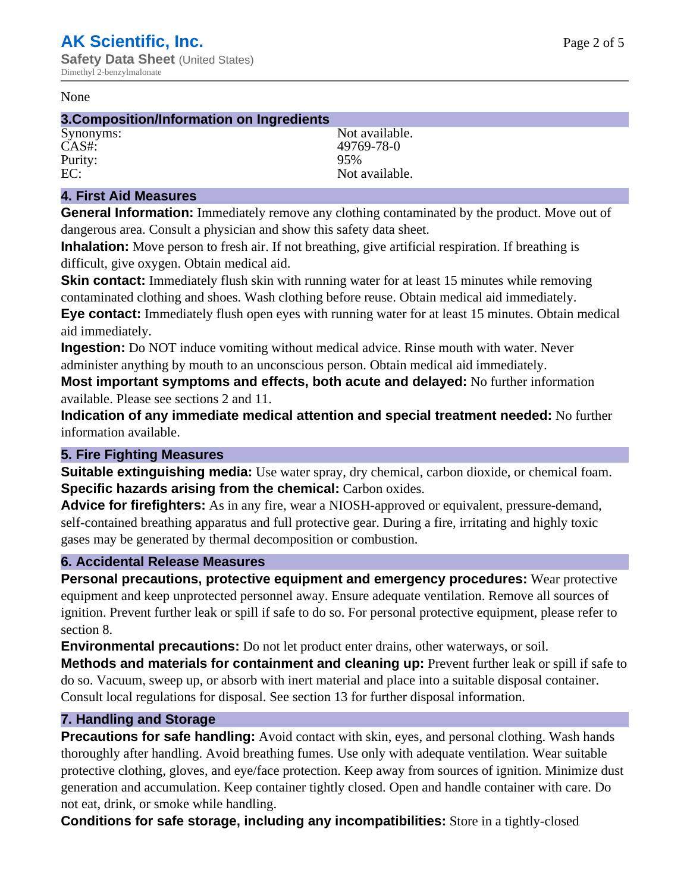None

## 3.Composition/Information on Ingredients

| | |
|---|---|
| Synonyms: | Not available. |
| CAS#: | 49769-78-0 |
| Purity: | 95% |
| EC: | Not available. |

## 4. First Aid Measures

**General Information:** Immediately remove any clothing contaminated by the product. Move out of dangerous area. Consult a physician and show this safety data sheet.

**Inhalation:** Move person to fresh air. If not breathing, give artificial respiration. If breathing is difficult, give oxygen. Obtain medical aid.

**Skin contact:** Immediately flush skin with running water for at least 15 minutes while removing contaminated clothing and shoes. Wash clothing before reuse. Obtain medical aid immediately.

**Eye contact:** Immediately flush open eyes with running water for at least 15 minutes. Obtain medical aid immediately.

**Ingestion:** Do NOT induce vomiting without medical advice. Rinse mouth with water. Never administer anything by mouth to an unconscious person. Obtain medical aid immediately.

**Most important symptoms and effects, both acute and delayed:** No further information available. Please see sections 2 and 11.

**Indication of any immediate medical attention and special treatment needed:** No further information available.

## 5. Fire Fighting Measures

**Suitable extinguishing media:** Use water spray, dry chemical, carbon dioxide, or chemical foam.

**Specific hazards arising from the chemical:** Carbon oxides.

**Advice for firefighters:** As in any fire, wear a NIOSH-approved or equivalent, pressure-demand, self-contained breathing apparatus and full protective gear. During a fire, irritating and highly toxic gases may be generated by thermal decomposition or combustion.

## 6. Accidental Release Measures

**Personal precautions, protective equipment and emergency procedures:** Wear protective equipment and keep unprotected personnel away. Ensure adequate ventilation. Remove all sources of ignition. Prevent further leak or spill if safe to do so. For personal protective equipment, please refer to section 8.

**Environmental precautions:** Do not let product enter drains, other waterways, or soil.

**Methods and materials for containment and cleaning up:** Prevent further leak or spill if safe to do so. Vacuum, sweep up, or absorb with inert material and place into a suitable disposal container. Consult local regulations for disposal. See section 13 for further disposal information.

## 7. Handling and Storage

**Precautions for safe handling:** Avoid contact with skin, eyes, and personal clothing. Wash hands thoroughly after handling. Avoid breathing fumes. Use only with adequate ventilation. Wear suitable protective clothing, gloves, and eye/face protection. Keep away from sources of ignition. Minimize dust generation and accumulation. Keep container tightly closed. Open and handle container with care. Do not eat, drink, or smoke while handling.

**Conditions for safe storage, including any incompatibilities:** Store in a tightly-closed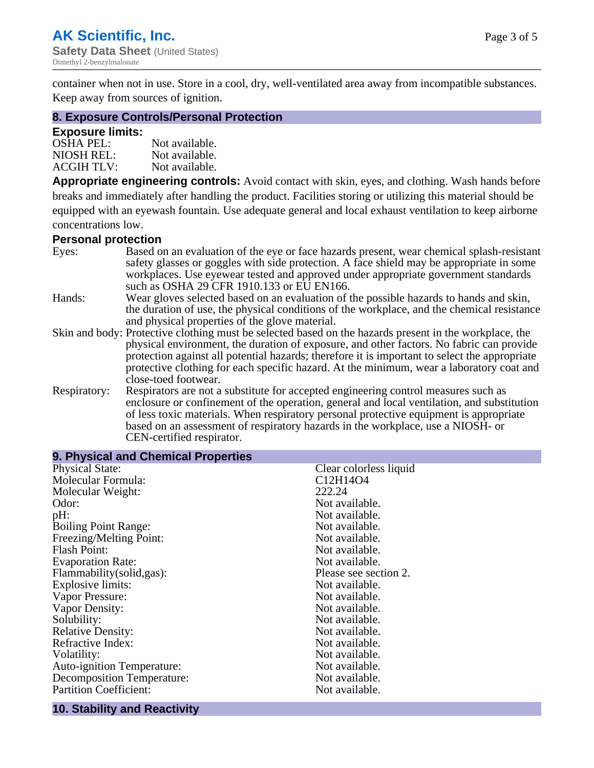container when not in use. Store in a cool, dry, well-ventilated area away from incompatible substances. Keep away from sources of ignition.

## 8. Exposure Controls/Personal Protection

### Exposure limits:

| | |
|---|---|
| OSHA PEL: | Not available. |
| NIOSH REL: | Not available. |
| ACGIH TLV: | Not available. |

**Appropriate engineering controls:** Avoid contact with skin, eyes, and clothing. Wash hands before breaks and immediately after handling the product. Facilities storing or utilizing this material should be equipped with an eyewash fountain. Use adequate general and local exhaust ventilation to keep airborne concentrations low.

### Personal protection

| | |
|---|---|
| Eyes: | Based on an evaluation of the eye or face hazards present, wear chemical splash-resistant safety glasses or goggles with side protection. A face shield may be appropriate in some workplaces. Use eyewear tested and approved under appropriate government standards such as OSHA 29 CFR 1910.133 or EU EN166. |
| Hands: | Wear gloves selected based on an evaluation of the possible hazards to hands and skin, the duration of use, the physical conditions of the workplace, and the chemical resistance and physical properties of the glove material. |
| Skin and body: | Protective clothing must be selected based on the hazards present in the workplace, the physical environment, the duration of exposure, and other factors. No fabric can provide protection against all potential hazards; therefore it is important to select the appropriate protective clothing for each specific hazard. At the minimum, wear a laboratory coat and close-toed footwear. |
| Respiratory: | Respirators are not a substitute for accepted engineering control measures such as enclosure or confinement of the operation, general and local ventilation, and substitution of less toxic materials. When respiratory personal protective equipment is appropriate based on an assessment of respiratory hazards in the workplace, use a NIOSH- or CEN-certified respirator. |

## 9. Physical and Chemical Properties

| | |
|---|---|
| Physical State: | Clear colorless liquid |
| Molecular Formula: | $C_{12}H_{14}O_4$ |
| Molecular Weight: | 222.24 |
| Odor: | Not available. |
| pH: | Not available. |
| Boiling Point Range: | Not available. |
| Freezing/Melting Point: | Not available. |
| Flash Point: | Not available. |
| Evaporation Rate: | Not available. |
| Flammability(solid,gas): | Please see section 2. |
| Explosive limits: | Not available. |
| Vapor Pressure: | Not available. |
| Vapor Density: | Not available. |
| Solubility: | Not available. |
| Relative Density: | Not available. |
| Refractive Index: | Not available. |
| Volatility: | Not available. |
| Auto-ignition Temperature: | Not available. |
| Decomposition Temperature: | Not available. |
| Partition Coefficient: | Not available. |

## 10. Stability and Reactivity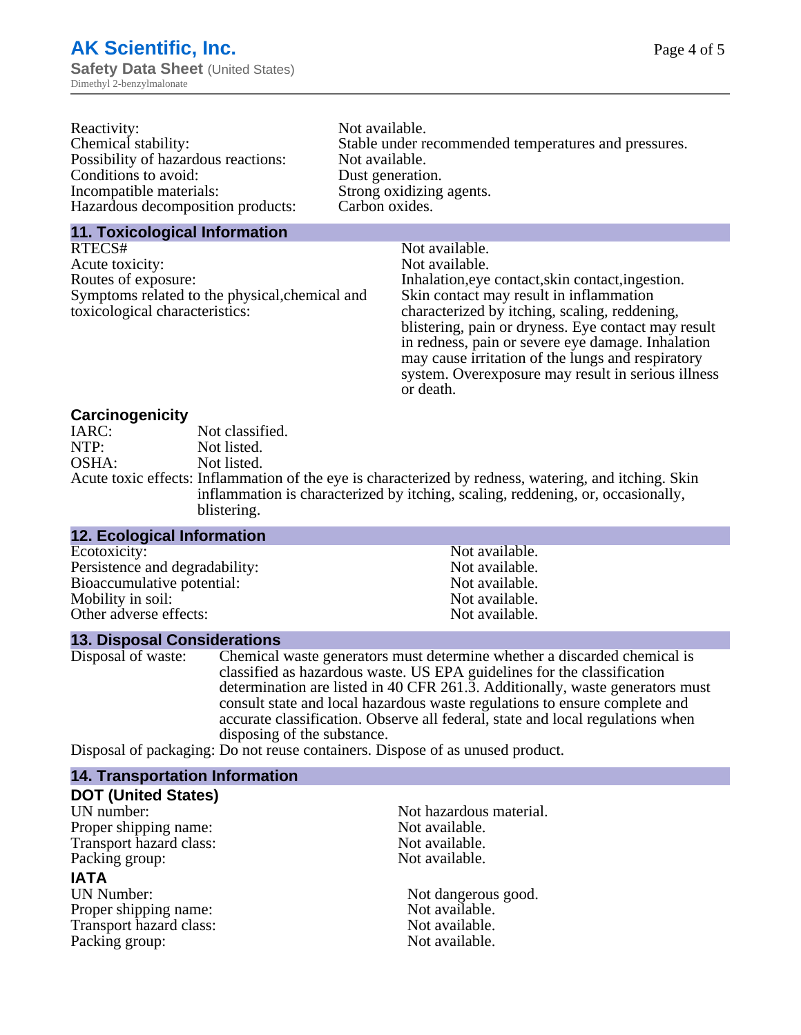| | |
|---|---|
| Reactivity: | Not available. |
| Chemical stability: | Stable under recommended temperatures and pressures. |
| Possibility of hazardous reactions: | Not available. |
| Conditions to avoid: | Dust generation. |
| Incompatible materials: | Strong oxidizing agents. |
| Hazardous decomposition products: | Carbon oxides. |

## 11. Toxicological Information

| | |
|---|---|
| RTECS# | Not available. |
| Acute toxicity: | Not available. |
| Routes of exposure: | Inhalation,eye contact,skin contact,ingestion. |
| Symptoms related to the physical,chemical and toxicological characteristics: | Skin contact may result in inflammation characterized by itching, scaling, reddening, blistering, pain or dryness. Eye contact may result in redness, pain or severe eye damage. Inhalation may cause irritation of the lungs and respiratory system. Overexposure may result in serious illness or death. |

### Carcinogenicity

| | |
|---|---|
| IARC: | Not classified. |
| NTP: | Not listed. |
| OSHA: | Not listed. |
| Acute toxic effects: | Inflammation of the eye is characterized by redness, watering, and itching. Skin inflammation is characterized by itching, scaling, reddening, or, occasionally, blistering. |

## 12. Ecological Information

| | |
|---|---|
| Ecotoxicity: | Not available. |
| Persistence and degradability: | Not available. |
| Bioaccumulative potential: | Not available. |
| Mobility in soil: | Not available. |
| Other adverse effects: | Not available. |

## 13. Disposal Considerations

| | |
|---|---|
| Disposal of waste: | Chemical waste generators must determine whether a discarded chemical is classified as hazardous waste. US EPA guidelines for the classification determination are listed in 40 CFR 261.3. Additionally, waste generators must consult state and local hazardous waste regulations to ensure complete and accurate classification. Observe all federal, state and local regulations when disposing of the substance. |
| Disposal of packaging: | Do not reuse containers. Dispose of as unused product. |

## 14. Transportation Information

### DOT (United States)

| | |
|---|---|
| UN number: | Not hazardous material. |
| Proper shipping name: | Not available. |
| Transport hazard class: | Not available. |
| Packing group: | Not available. |

### IATA

| | |
|---|---|
| UN Number: | Not dangerous good. |
| Proper shipping name: | Not available. |
| Transport hazard class: | Not available. |
| Packing group: | Not available. |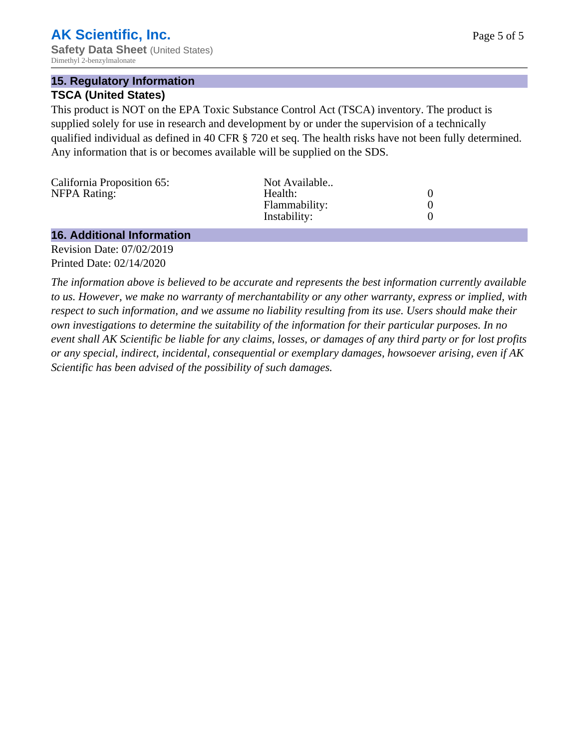## 15. Regulatory Information

### TSCA (United States)

This product is NOT on the EPA Toxic Substance Control Act (TSCA) inventory. The product is supplied solely for use in research and development by or under the supervision of a technically qualified individual as defined in 40 CFR § 720 et seq. The health risks have not been fully determined. Any information that is or becomes available will be supplied on the SDS.

| | | |
|---|---|---|
| California Proposition 65: | Not Available.. | |
| NFPA Rating: | Health: | 0 |
| | Flammability: | 0 |
| | Instability: | 0 |

## 16. Additional Information

Revision Date: 07/02/2019
Printed Date: 02/14/2020

*The information above is believed to be accurate and represents the best information currently available to us. However, we make no warranty of merchantability or any other warranty, express or implied, with respect to such information, and we assume no liability resulting from its use. Users should make their own investigations to determine the suitability of the information for their particular purposes. In no event shall AK Scientific be liable for any claims, losses, or damages of any third party or for lost profits or any special, indirect, incidental, consequential or exemplary damages, howsoever arising, even if AK Scientific has been advised of the possibility of such damages.*